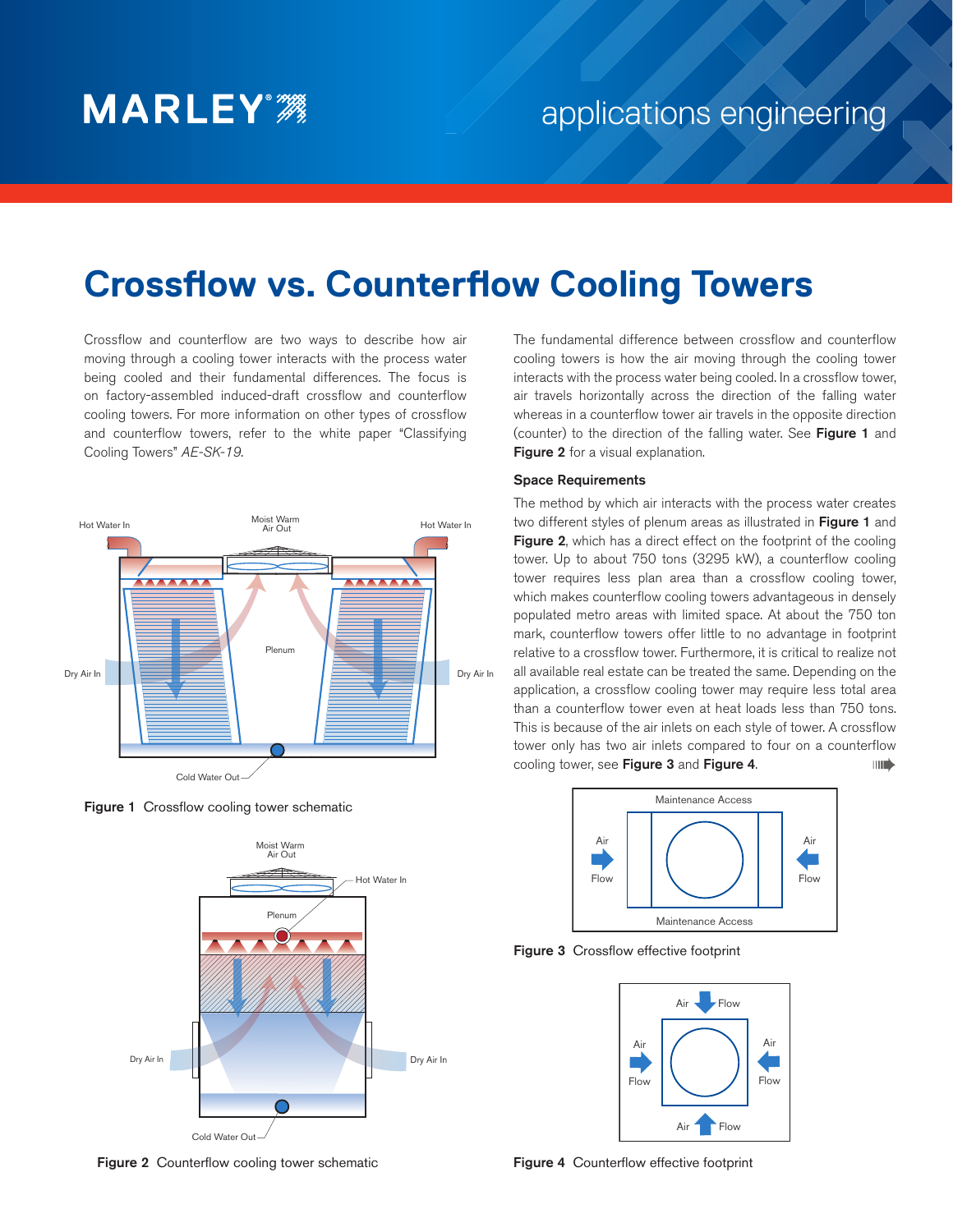# Crossflow vs. Counterflow Cooling Towers

Crossflow and counterflow are two ways to describe how air moving through a cooling tower interacts with the process water being cooled and their fundamental differences. The focus is on factory-assembled induced-draft crossflow and counterflow cooling towers. For more information on other types of crossflow and counterflow towers, refer to the white paper "Classifying Cooling Towers" *AE-SK-19*.

**Figure 1** Crossflow cooling tower schematic

**Figure 2** Counterflow cooling tower schematic

The fundamental difference between crossflow and counterflow cooling towers is how the air moving through the cooling tower interacts with the process water being cooled. In a crossflow tower, air travels horizontally across the direction of the falling water whereas in a counterflow tower air travels in the opposite direction (counter) to the direction of the falling water. See **Figure 1** and **Figure 2** for a visual explanation.

### Space Requirements

The method by which air interacts with the process water creates two different styles of plenum areas as illustrated in **Figure 1** and **Figure 2**, which has a direct effect on the footprint of the cooling tower. Up to about 750 tons (3295 kW), a counterflow cooling tower requires less plan area than a crossflow cooling tower, which makes counterflow cooling towers advantageous in densely populated metro areas with limited space. At about the 750 ton mark, counterflow towers offer little to no advantage in footprint relative to a crossflow tower. Furthermore, it is critical to realize not all available real estate can be treated the same. Depending on the application, a crossflow cooling tower may require less total area than a counterflow tower even at heat loads less than 750 tons. This is because of the air inlets on each style of tower. A crossflow tower only has two air inlets compared to four on a counterflow cooling tower, see **Figure 3** and **Figure 4**.

**Figure 3** Crossflow effective footprint

**Figure 4** Counterflow effective footprint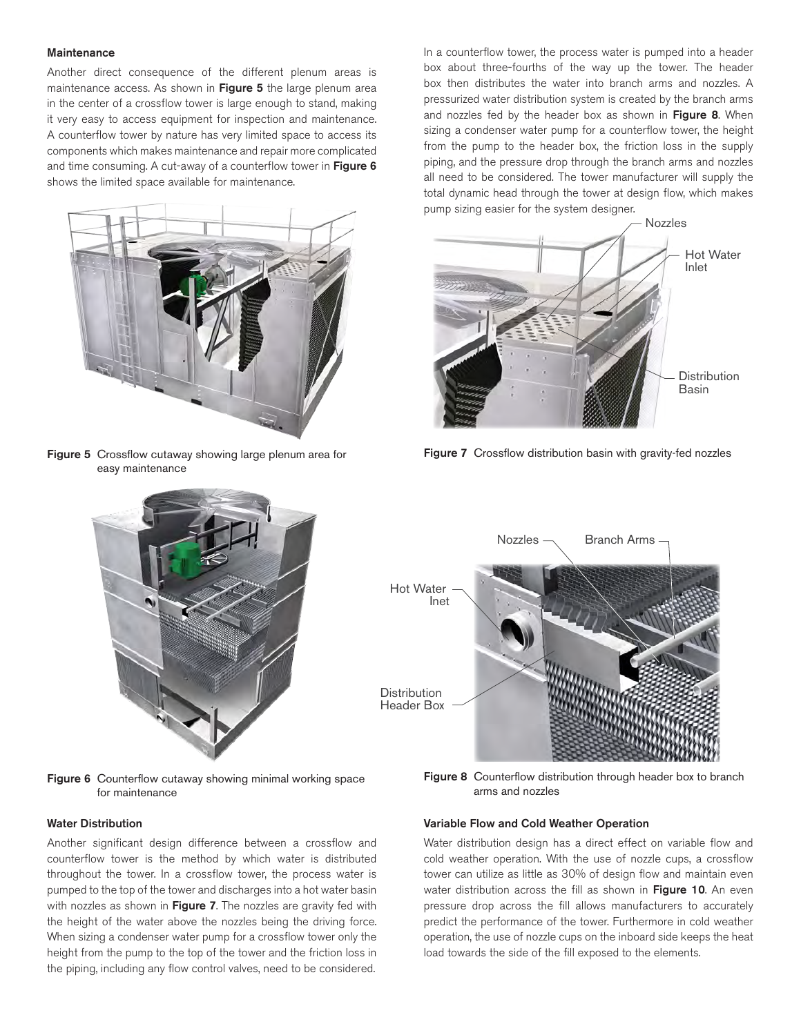### Maintenance

Another direct consequence of the different plenum areas is maintenance access. As shown in **Figure 5** the large plenum area in the center of a crossflow tower is large enough to stand, making it very easy to access equipment for inspection and maintenance. A counterflow tower by nature has very limited space to access its components which makes maintenance and repair more complicated and time consuming. A cut-away of a counterflow tower in **Figure 6** shows the limited space available for maintenance.

**Figure 5** Crossflow cutaway showing large plenum area for easy maintenance

**Figure 6** Counterflow cutaway showing minimal working space for maintenance

### Water Distribution

Another significant design difference between a crossflow and counterflow tower is the method by which water is distributed throughout the tower. In a crossflow tower, the process water is pumped to the top of the tower and discharges into a hot water basin with nozzles as shown in **Figure 7**. The nozzles are gravity fed with the height of the water above the nozzles being the driving force. When sizing a condenser water pump for a crossflow tower only the height from the pump to the top of the tower and the friction loss in the piping, including any flow control valves, need to be considered.

In a counterflow tower, the process water is pumped into a header box about three-fourths of the way up the tower. The header box then distributes the water into branch arms and nozzles. A pressurized water distribution system is created by the branch arms and nozzles fed by the header box as shown in **Figure 8**. When sizing a condenser water pump for a counterflow tower, the height from the pump to the header box, the friction loss in the supply piping, and the pressure drop through the branch arms and nozzles all need to be considered. The tower manufacturer will supply the total dynamic head through the tower at design flow, which makes pump sizing easier for the system designer.

Nozzles
Hot Water Inlet
Distribution Basin

**Figure 7** Crossflow distribution basin with gravity-fed nozzles

Nozzles
Branch Arms
Hot Water Inet
Distribution Header Box

**Figure 8** Counterflow distribution through header box to branch arms and nozzles

### Variable Flow and Cold Weather Operation

Water distribution design has a direct effect on variable flow and cold weather operation. With the use of nozzle cups, a crossflow tower can utilize as little as 30% of design flow and maintain even water distribution across the fill as shown in **Figure 10**. An even pressure drop across the fill allows manufacturers to accurately predict the performance of the tower. Furthermore in cold weather operation, the use of nozzle cups on the inboard side keeps the heat load towards the side of the fill exposed to the elements.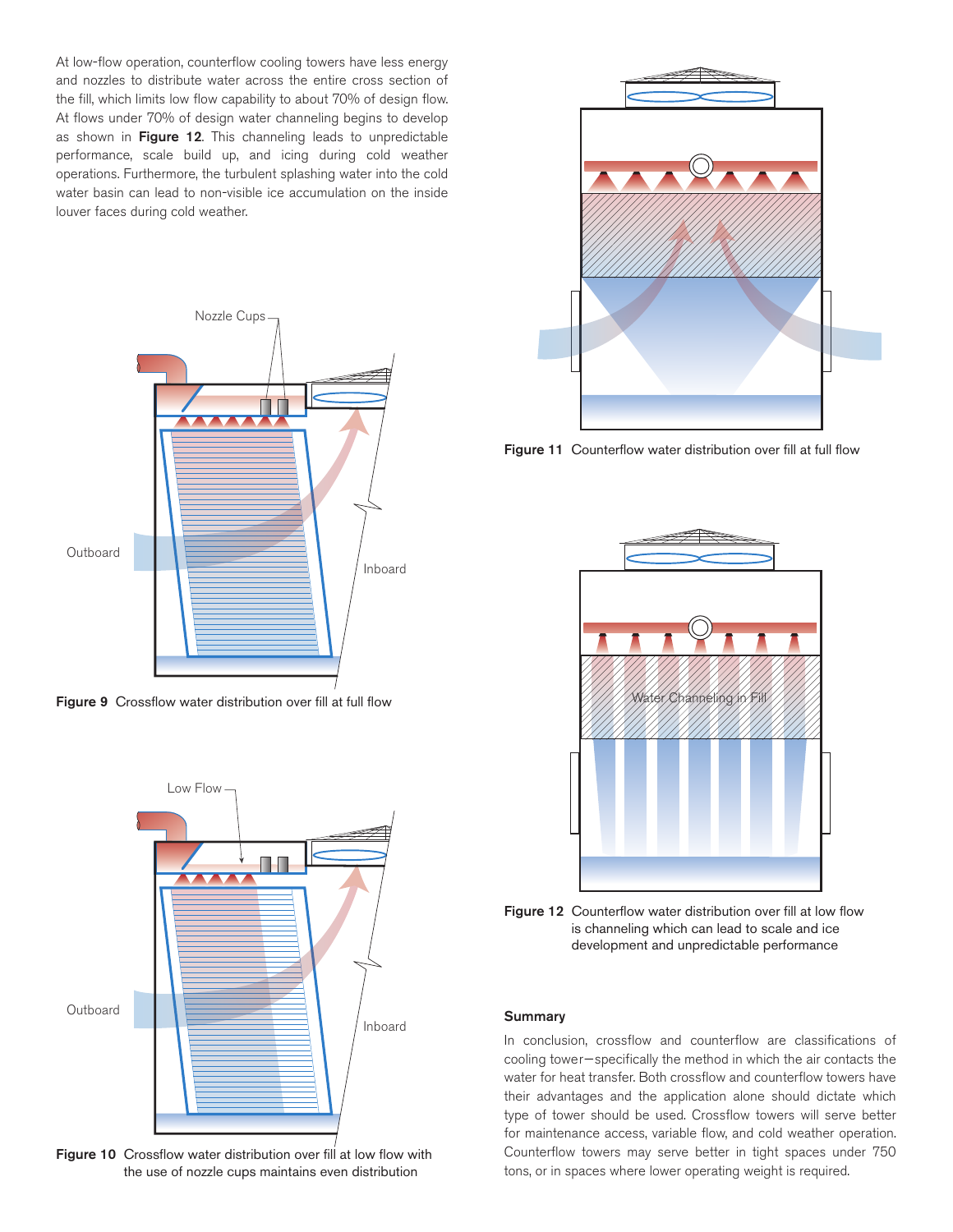At low-flow operation, counterflow cooling towers have less energy and nozzles to distribute water across the entire cross section of the fill, which limits low flow capability to about 70% of design flow. At flows under 70% of design water channeling begins to develop as shown in **Figure 12**. This channeling leads to unpredictable performance, scale build up, and icing during cold weather operations. Furthermore, the turbulent splashing water into the cold water basin can lead to non-visible ice accumulation on the inside louver faces during cold weather.

**Figure 9** Crossflow water distribution over fill at full flow

**Figure 10** Crossflow water distribution over fill at low flow with the use of nozzle cups maintains even distribution

**Figure 11** Counterflow water distribution over fill at full flow

**Figure 12** Counterflow water distribution over fill at low flow is channeling which can lead to scale and ice development and unpredictable performance

### Summary

In conclusion, crossflow and counterflow are classifications of cooling tower—specifically the method in which the air contacts the water for heat transfer. Both crossflow and counterflow towers have their advantages and the application alone should dictate which type of tower should be used. Crossflow towers will serve better for maintenance access, variable flow, and cold weather operation. Counterflow towers may serve better in tight spaces under 750 tons, or in spaces where lower operating weight is required.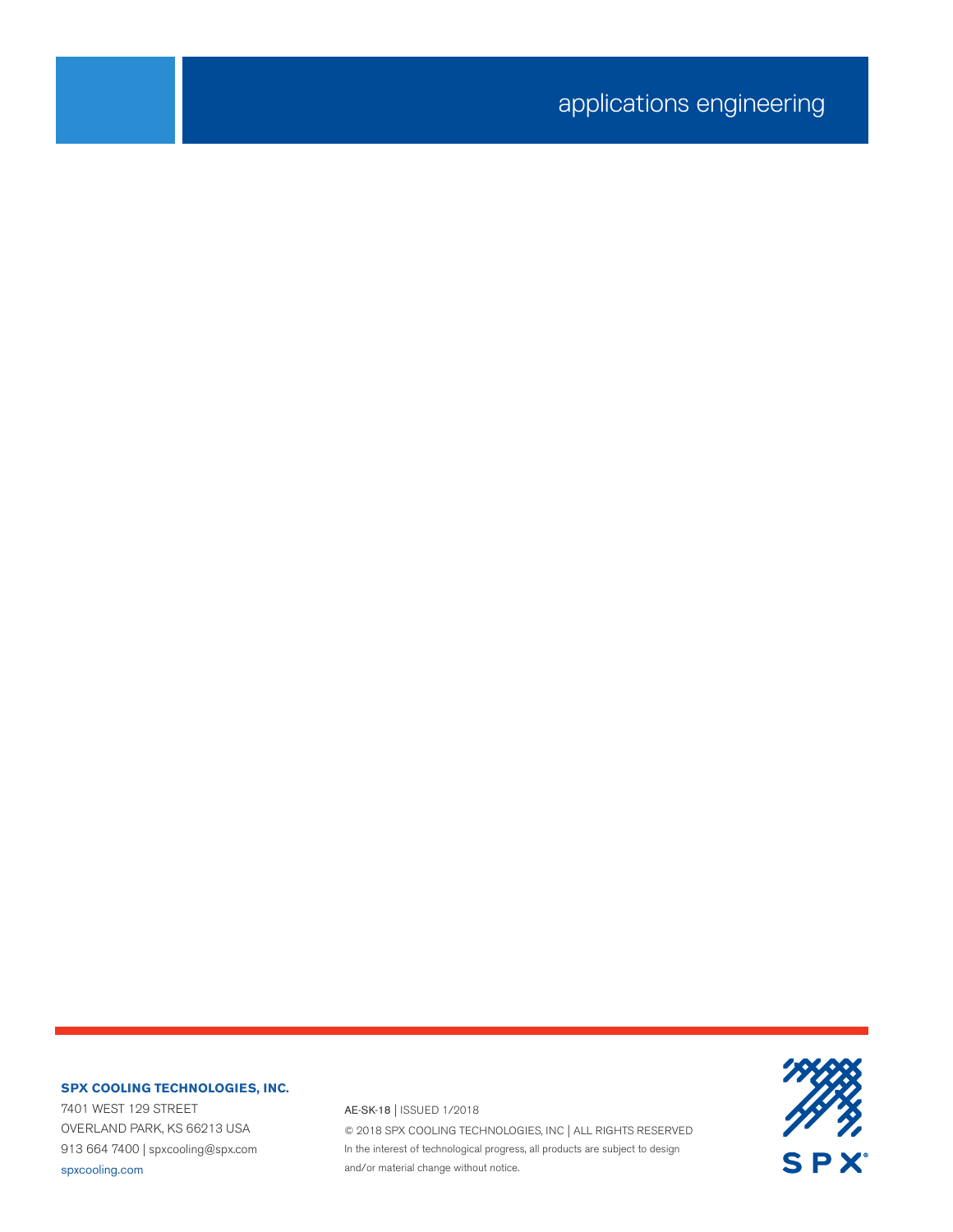applications engineering

**SPX COOLING TECHNOLOGIES, INC.**

7401 WEST 129 STREET
OVERLAND PARK, KS 66213 USA
913 664 7400 | spxcooling@spx.com
spxcooling.com

AE-SK-18 | ISSUED 1/2018
© 2018 SPX COOLING TECHNOLOGIES, INC | ALL RIGHTS RESERVED
In the interest of technological progress, all products are subject to design and/or material change without notice.

SPX®